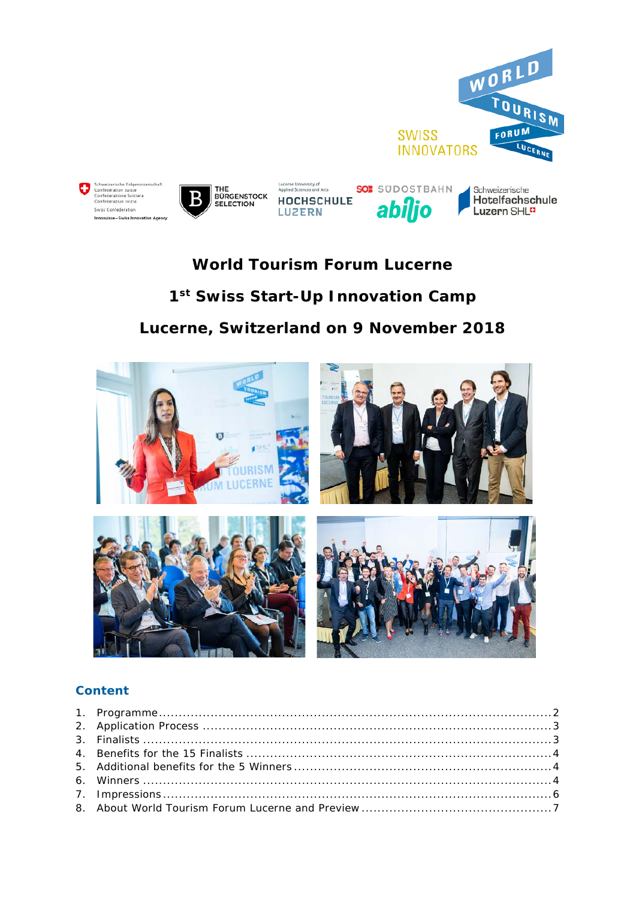# World Tourism Forum Lucerne

## 1st Swiss Start-Up Innovation Camp

## Lucerne, Switzerland on 9 November 2018

### Content

1. Programme .......................................................................................... 2
2. Application Process .............................................................................. 3
3. Finalists ................................................................................................ 3
4. Benefits for the 15 Finalists .................................................................. 4
5. Additional benefits for the 5 Winners .................................................... 4
6. Winners ................................................................................................ 4
7. Impressions .......................................................................................... 6
8. About World Tourism Forum Lucerne and Preview ................................... 7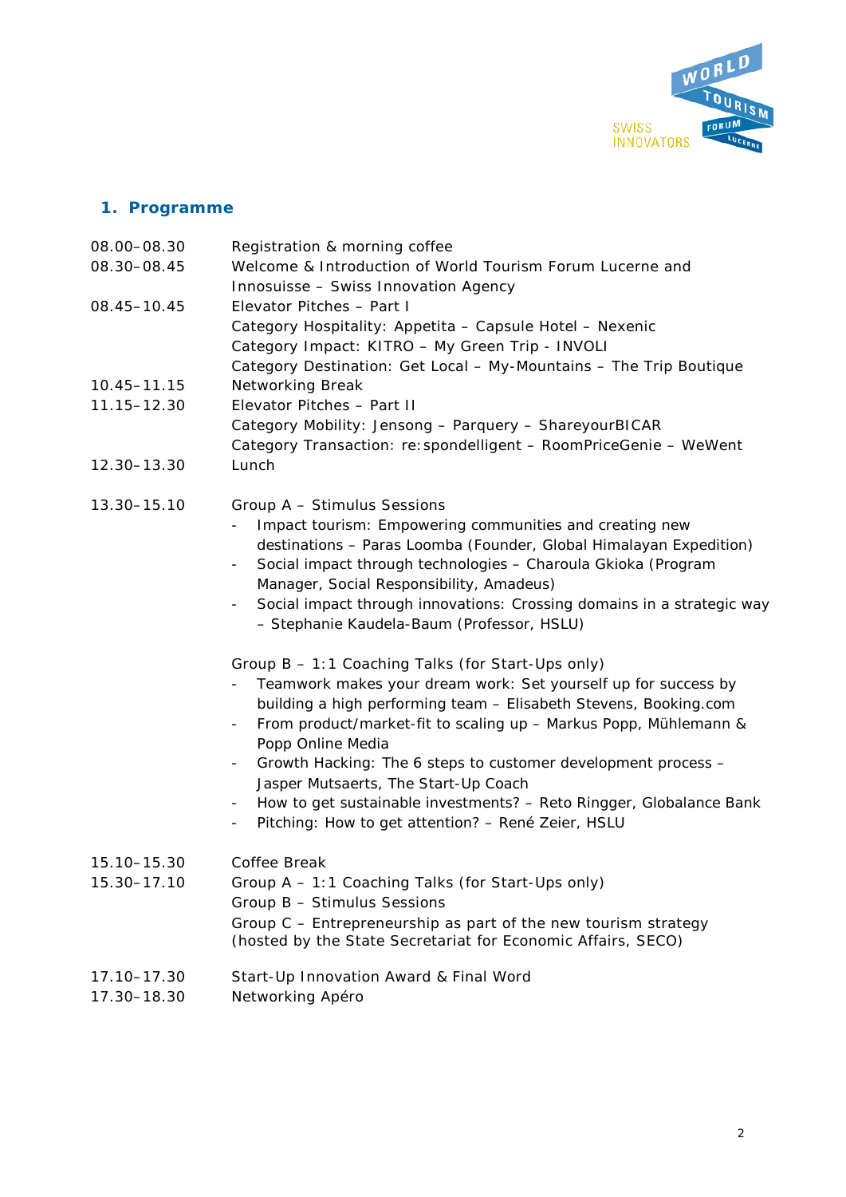## 1. Programme

| | |
|---|---|
| 08.00–08.30 | Registration & morning coffee |
| 08.30–08.45 | Welcome & Introduction of World Tourism Forum Lucerne and Innosuisse – Swiss Innovation Agency |
| 08.45–10.45 | Elevator Pitches – Part I<br>Category Hospitality: Appetita – Capsule Hotel – Nexenic<br>Category Impact: KITRO – My Green Trip - INVOLI<br>Category Destination: Get Local – My-Mountains – The Trip Boutique |
| 10.45–11.15 | Networking Break |
| 11.15–12.30 | Elevator Pitches – Part II<br>Category Mobility: Jensong – Parquery – ShareyourBICAR<br>Category Transaction: re:spondelligent – RoomPriceGenie – WeWent |
| 12.30–13.30 | Lunch |
| 13.30–15.10 | Group A – Stimulus Sessions<br>- Impact tourism: Empowering communities and creating new destinations – Paras Loomba (Founder, Global Himalayan Expedition)<br>- Social impact through technologies – Charoula Gkioka (Program Manager, Social Responsibility, Amadeus)<br>- Social impact through innovations: Crossing domains in a strategic way – Stephanie Kaudela-Baum (Professor, HSLU)<br><br>Group B – 1:1 Coaching Talks (for Start-Ups only)<br>- Teamwork makes your dream work: Set yourself up for success by building a high performing team – Elisabeth Stevens, Booking.com<br>- From product/market-fit to scaling up – Markus Popp, Mühlemann & Popp Online Media<br>- Growth Hacking: The 6 steps to customer development process – Jasper Mutsaerts, The Start-Up Coach<br>- How to get sustainable investments? – Reto Ringger, Globalance Bank<br>- Pitching: How to get attention? – René Zeier, HSLU |
| 15.10–15.30 | Coffee Break |
| 15.30–17.10 | Group A – 1:1 Coaching Talks (for Start-Ups only)<br>Group B – Stimulus Sessions<br>Group C – Entrepreneurship as part of the new tourism strategy (hosted by the State Secretariat for Economic Affairs, SECO) |
| 17.10–17.30 | Start-Up Innovation Award & Final Word |
| 17.30–18.30 | Networking Apéro |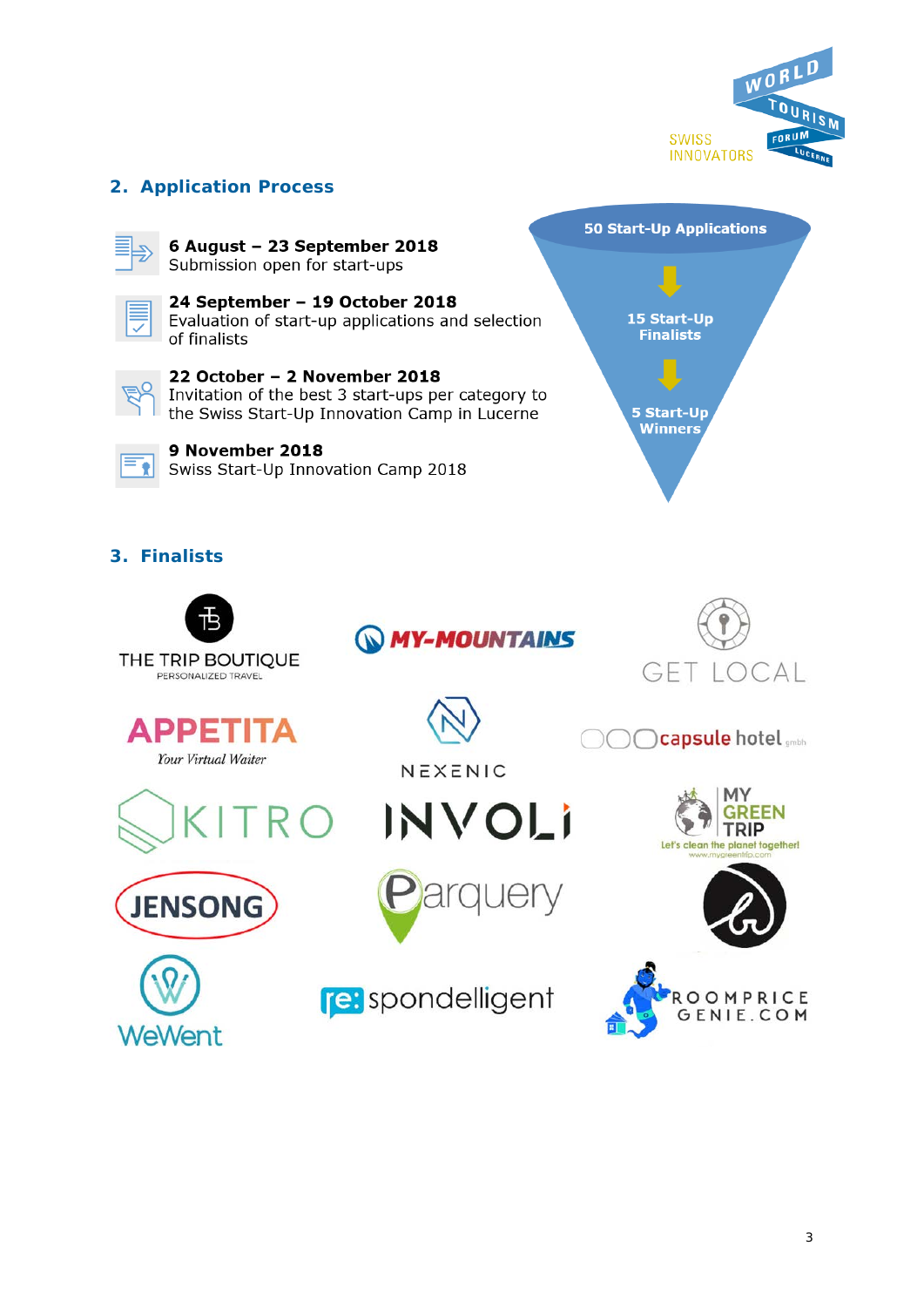## 2. Application Process

**6 August – 23 September 2018**
Submission open for start-ups

**24 September – 19 October 2018**
Evaluation of start-up applications and selection of finalists

**22 October – 2 November 2018**
Invitation of the best 3 start-ups per category to the Swiss Start-Up Innovation Camp in Lucerne

**9 November 2018**
Swiss Start-Up Innovation Camp 2018

50 Start-Up Applications → 15 Start-Up Finalists → 5 Start-Up Winners

## 3. Finalists

- THE TRIP BOUTIQUE – Personalized Travel
- MY-MOUNTAINS
- GET LOCAL
- APPETITA – Your Virtual Waiter
- NEXENIC
- capsule hotel gmbh
- KITRO
- INVOLI
- MY GREEN TRIP – Let's clean the planet together! www.mygreentrip.com
- JENSONG
- Parquery
- WeWent
- re:spondelligent
- ROOMPRICEGENIE.COM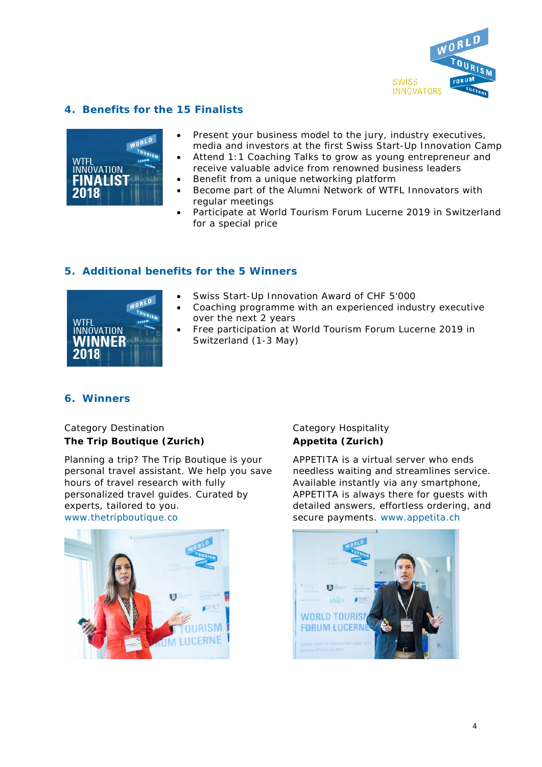## 4. Benefits for the 15 Finalists

- Present your business model to the jury, industry executives, media and investors at the first Swiss Start-Up Innovation Camp
- Attend 1:1 Coaching Talks to grow as young entrepreneur and receive valuable advice from renowned business leaders
- Benefit from a unique networking platform
- Become part of the Alumni Network of WTFL Innovators with regular meetings
- Participate at World Tourism Forum Lucerne 2019 in Switzerland for a special price

## 5. Additional benefits for the 5 Winners

- Swiss Start-Up Innovation Award of CHF 5'000
- Coaching programme with an experienced industry executive over the next 2 years
- Free participation at World Tourism Forum Lucerne 2019 in Switzerland (1-3 May)

## 6. Winners

Category Destination
**The Trip Boutique (Zurich)**

Planning a trip? The Trip Boutique is your personal travel assistant. We help you save hours of travel research with fully personalized travel guides. Curated by experts, tailored to you. www.thetripboutique.co

Category Hospitality
**Appetita (Zurich)**

APPETITA is a virtual server who ends needless waiting and streamlines service. Available instantly via any smartphone, APPETITA is always there for guests with detailed answers, effortless ordering, and secure payments. www.appetita.ch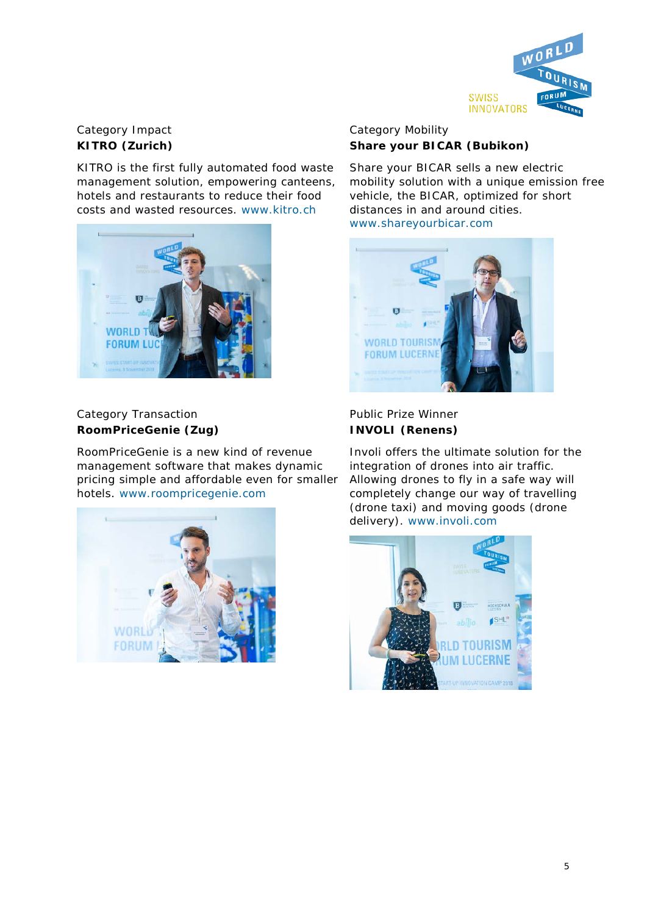Category Impact
**KITRO (Zurich)**

KITRO is the first fully automated food waste management solution, empowering canteens, hotels and restaurants to reduce their food costs and wasted resources. www.kitro.ch

Category Mobility
**Share your BICAR (Bubikon)**

Share your BICAR sells a new electric mobility solution with a unique emission free vehicle, the BICAR, optimized for short distances in and around cities. www.shareyourbicar.com

Category Transaction
**RoomPriceGenie (Zug)**

RoomPriceGenie is a new kind of revenue management software that makes dynamic pricing simple and affordable even for smaller hotels. www.roompricegenie.com

Public Prize Winner
**INVOLI (Renens)**

Involi offers the ultimate solution for the integration of drones into air traffic. Allowing drones to fly in a safe way will completely change our way of travelling (drone taxi) and moving goods (drone delivery). www.involi.com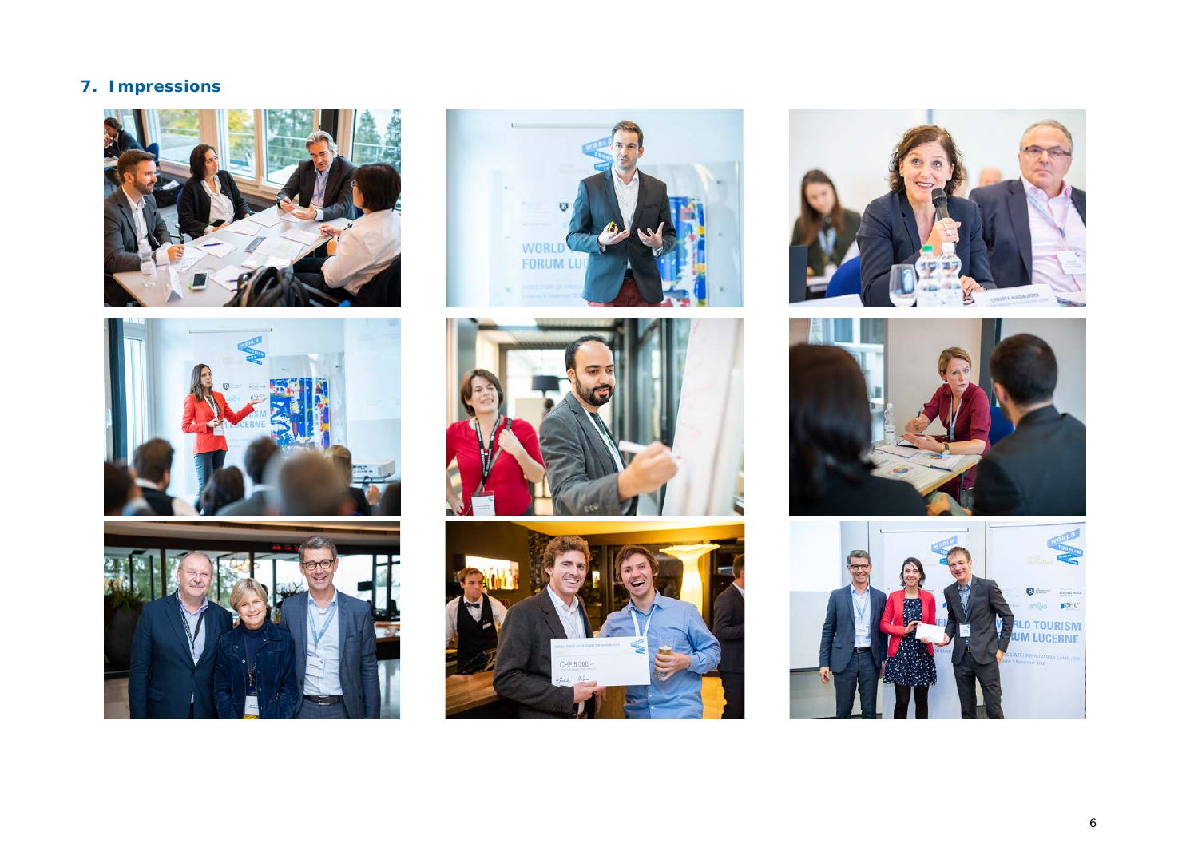## 7. Impressions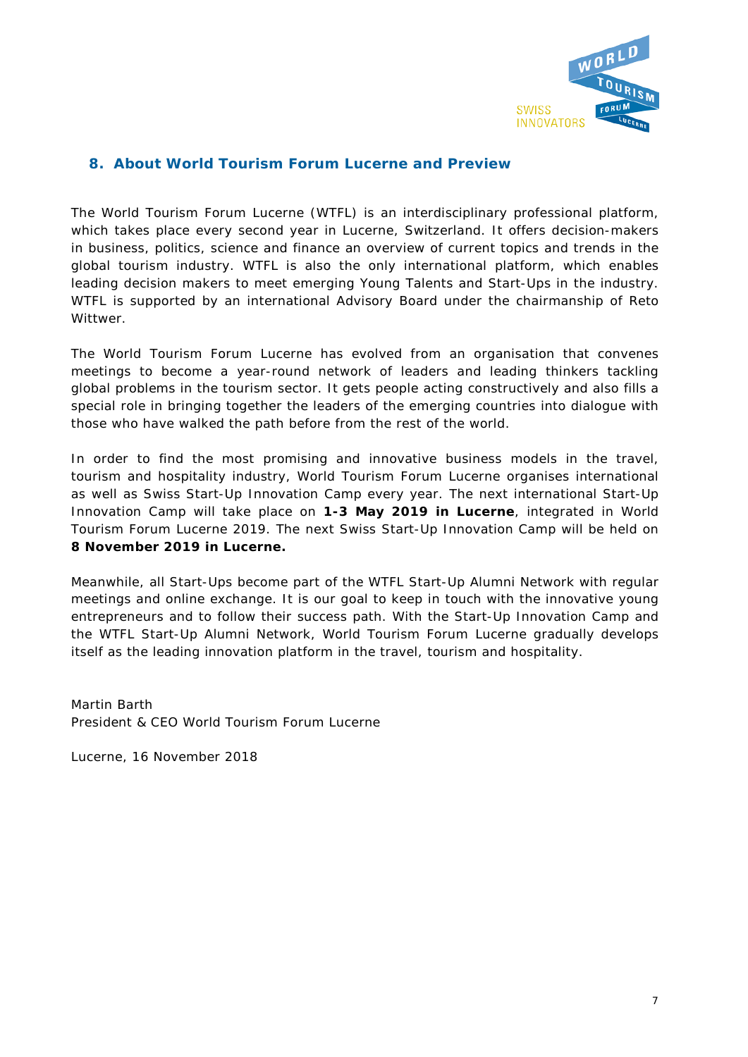## 8. About World Tourism Forum Lucerne and Preview

The World Tourism Forum Lucerne (WTFL) is an interdisciplinary professional platform, which takes place every second year in Lucerne, Switzerland. It offers decision-makers in business, politics, science and finance an overview of current topics and trends in the global tourism industry. WTFL is also the only international platform, which enables leading decision makers to meet emerging Young Talents and Start-Ups in the industry. WTFL is supported by an international Advisory Board under the chairmanship of Reto Wittwer.

The World Tourism Forum Lucerne has evolved from an organisation that convenes meetings to become a year-round network of leaders and leading thinkers tackling global problems in the tourism sector. It gets people acting constructively and also fills a special role in bringing together the leaders of the emerging countries into dialogue with those who have walked the path before from the rest of the world.

In order to find the most promising and innovative business models in the travel, tourism and hospitality industry, World Tourism Forum Lucerne organises international as well as Swiss Start-Up Innovation Camp every year. The next international Start-Up Innovation Camp will take place on **1-3 May 2019 in Lucerne**, integrated in World Tourism Forum Lucerne 2019. The next Swiss Start-Up Innovation Camp will be held on **8 November 2019 in Lucerne.**

Meanwhile, all Start-Ups become part of the WTFL Start-Up Alumni Network with regular meetings and online exchange. It is our goal to keep in touch with the innovative young entrepreneurs and to follow their success path. With the Start-Up Innovation Camp and the WTFL Start-Up Alumni Network, World Tourism Forum Lucerne gradually develops itself as the leading innovation platform in the travel, tourism and hospitality.

Martin Barth
President & CEO World Tourism Forum Lucerne

Lucerne, 16 November 2018